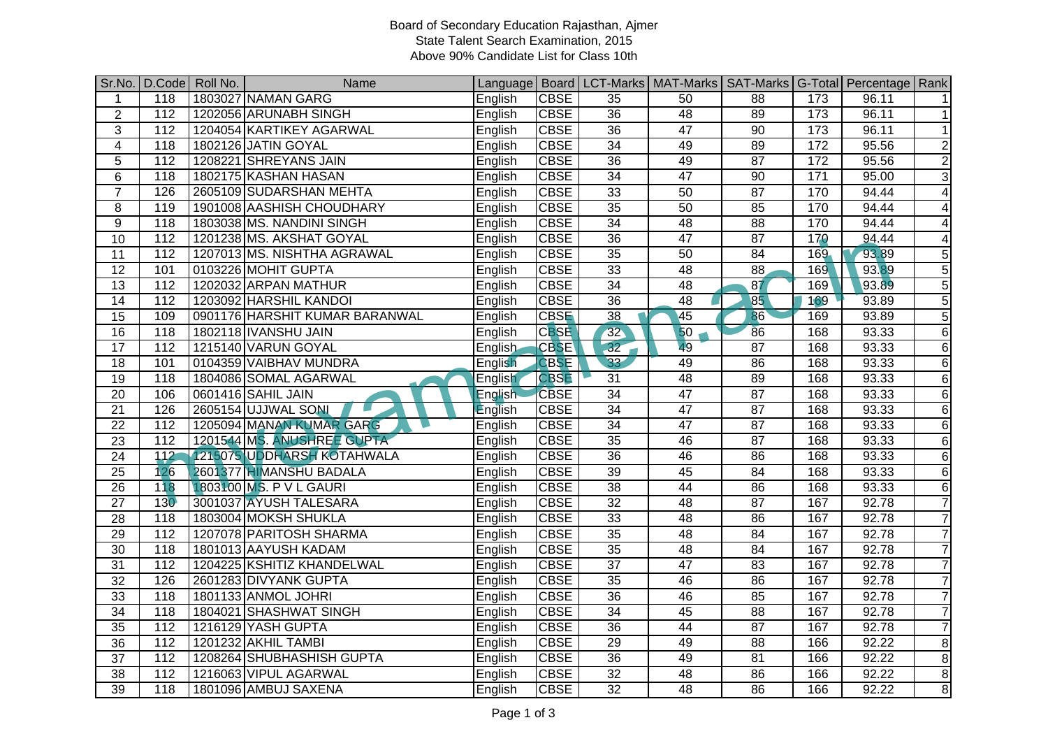Board of Secondary Education Rajasthan, Ajmer
State Talent Search Examination, 2015
Above 90% Candidate List for Class 10th

| Sr.No. | D.Code | Roll No. | Name | Language | Board | LCT-Marks | MAT-Marks | SAT-Marks | G-Total | Percentage | Rank |
|---|---|---|---|---|---|---|---|---|---|---|---|
| 1 | 118 | 1803027 | NAMAN GARG | English | CBSE | 35 | 50 | 88 | 173 | 96.11 | 1 |
| 2 | 112 | 1202056 | ARUNABH SINGH | English | CBSE | 36 | 48 | 89 | 173 | 96.11 | 1 |
| 3 | 112 | 1204054 | KARTIKEY AGARWAL | English | CBSE | 36 | 47 | 90 | 173 | 96.11 | 1 |
| 4 | 118 | 1802126 | JATIN GOYAL | English | CBSE | 34 | 49 | 89 | 172 | 95.56 | 2 |
| 5 | 112 | 1208221 | SHREYANS JAIN | English | CBSE | 36 | 49 | 87 | 172 | 95.56 | 2 |
| 6 | 118 | 1802175 | KASHAN HASAN | English | CBSE | 34 | 47 | 90 | 171 | 95.00 | 3 |
| 7 | 126 | 2605109 | SUDARSHAN MEHTA | English | CBSE | 33 | 50 | 87 | 170 | 94.44 | 4 |
| 8 | 119 | 1901008 | AASHISH CHOUDHARY | English | CBSE | 35 | 50 | 85 | 170 | 94.44 | 4 |
| 9 | 118 | 1803038 | MS. NANDINI SINGH | English | CBSE | 34 | 48 | 88 | 170 | 94.44 | 4 |
| 10 | 112 | 1201238 | MS. AKSHAT GOYAL | English | CBSE | 36 | 47 | 87 | 170 | 94.44 | 4 |
| 11 | 112 | 1207013 | MS. NISHTHA AGRAWAL | English | CBSE | 35 | 50 | 84 | 169 | 93.89 | 5 |
| 12 | 101 | 0103226 | MOHIT GUPTA | English | CBSE | 33 | 48 | 88 | 169 | 93.89 | 5 |
| 13 | 112 | 1202032 | ARPAN MATHUR | English | CBSE | 34 | 48 | 87 | 169 | 93.89 | 5 |
| 14 | 112 | 1203092 | HARSHIL KANDOI | English | CBSE | 36 | 48 | 85 | 169 | 93.89 | 5 |
| 15 | 109 | 0901176 | HARSHIT KUMAR BARANWAL | English | CBSE | 38 | 45 | 86 | 169 | 93.89 | 5 |
| 16 | 118 | 1802118 | IVANSHU JAIN | English | CBSE | 32 | 50 | 86 | 168 | 93.33 | 6 |
| 17 | 112 | 1215140 | VARUN GOYAL | English | CBSE | 32 | 49 | 87 | 168 | 93.33 | 6 |
| 18 | 101 | 0104359 | VAIBHAV MUNDRA | English | CBSE | 33 | 49 | 86 | 168 | 93.33 | 6 |
| 19 | 118 | 1804086 | SOMAL AGARWAL | English | CBSE | 31 | 48 | 89 | 168 | 93.33 | 6 |
| 20 | 106 | 0601416 | SAHIL JAIN | English | CBSE | 34 | 47 | 87 | 168 | 93.33 | 6 |
| 21 | 126 | 2605154 | UJJWAL SONI | English | CBSE | 34 | 47 | 87 | 168 | 93.33 | 6 |
| 22 | 112 | 1205094 | MANAN KUMAR GARG | English | CBSE | 34 | 47 | 87 | 168 | 93.33 | 6 |
| 23 | 112 | 1201544 | MS. ANUSHREE GUPTA | English | CBSE | 35 | 46 | 87 | 168 | 93.33 | 6 |
| 24 | 112 | 1215075 | UDDHARSH KOTAHWALA | English | CBSE | 36 | 46 | 86 | 168 | 93.33 | 6 |
| 25 | 126 | 2601377 | HIMANSHU BADALA | English | CBSE | 39 | 45 | 84 | 168 | 93.33 | 6 |
| 26 | 118 | 1803100 | MS. P V L GAURI | English | CBSE | 38 | 44 | 86 | 168 | 93.33 | 6 |
| 27 | 130 | 3001037 | AYUSH TALESARA | English | CBSE | 32 | 48 | 87 | 167 | 92.78 | 7 |
| 28 | 118 | 1803004 | MOKSH SHUKLA | English | CBSE | 33 | 48 | 86 | 167 | 92.78 | 7 |
| 29 | 112 | 1207078 | PARITOSH SHARMA | English | CBSE | 35 | 48 | 84 | 167 | 92.78 | 7 |
| 30 | 118 | 1801013 | AAYUSH KADAM | English | CBSE | 35 | 48 | 84 | 167 | 92.78 | 7 |
| 31 | 112 | 1204225 | KSHITIZ KHANDELWAL | English | CBSE | 37 | 47 | 83 | 167 | 92.78 | 7 |
| 32 | 126 | 2601283 | DIVYANK GUPTA | English | CBSE | 35 | 46 | 86 | 167 | 92.78 | 7 |
| 33 | 118 | 1801133 | ANMOL JOHRI | English | CBSE | 36 | 46 | 85 | 167 | 92.78 | 7 |
| 34 | 118 | 1804021 | SHASHWAT SINGH | English | CBSE | 34 | 45 | 88 | 167 | 92.78 | 7 |
| 35 | 112 | 1216129 | YASH GUPTA | English | CBSE | 36 | 44 | 87 | 167 | 92.78 | 7 |
| 36 | 112 | 1201232 | AKHIL TAMBI | English | CBSE | 29 | 49 | 88 | 166 | 92.22 | 8 |
| 37 | 112 | 1208264 | SHUBHASHISH GUPTA | English | CBSE | 36 | 49 | 81 | 166 | 92.22 | 8 |
| 38 | 112 | 1216063 | VIPUL AGARWAL | English | CBSE | 32 | 48 | 86 | 166 | 92.22 | 8 |
| 39 | 118 | 1801096 | AMBUJ SAXENA | English | CBSE | 32 | 48 | 86 | 166 | 92.22 | 8 |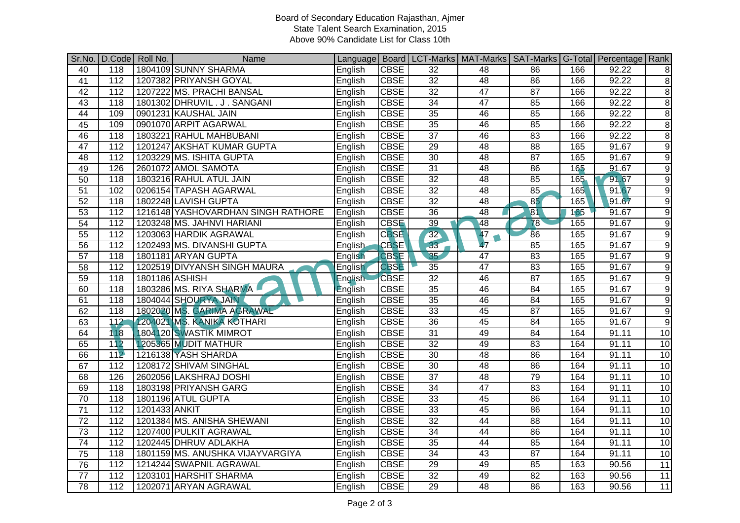Board of Secondary Education Rajasthan, Ajmer
State Talent Search Examination, 2015
Above 90% Candidate List for Class 10th

| Sr.No. | D.Code | Roll No. | Name | Language | Board | LCT-Marks | MAT-Marks | SAT-Marks | G-Total | Percentage | Rank |
|---|---|---|---|---|---|---|---|---|---|---|---|
| 40 | 118 | 1804109 | SUNNY SHARMA | English | CBSE | 32 | 48 | 86 | 166 | 92.22 | 8 |
| 41 | 112 | 1207382 | PRIYANSH GOYAL | English | CBSE | 32 | 48 | 86 | 166 | 92.22 | 8 |
| 42 | 112 | 1207222 | MS. PRACHI BANSAL | English | CBSE | 32 | 47 | 87 | 166 | 92.22 | 8 |
| 43 | 118 | 1801302 | DHRUVIL . J . SANGANI | English | CBSE | 34 | 47 | 85 | 166 | 92.22 | 8 |
| 44 | 109 | 0901231 | KAUSHAL JAIN | English | CBSE | 35 | 46 | 85 | 166 | 92.22 | 8 |
| 45 | 109 | 0901070 | ARPIT AGARWAL | English | CBSE | 35 | 46 | 85 | 166 | 92.22 | 8 |
| 46 | 118 | 1803221 | RAHUL MAHBUBANI | English | CBSE | 37 | 46 | 83 | 166 | 92.22 | 8 |
| 47 | 112 | 1201247 | AKSHAT KUMAR GUPTA | English | CBSE | 29 | 48 | 88 | 165 | 91.67 | 9 |
| 48 | 112 | 1203229 | MS. ISHITA GUPTA | English | CBSE | 30 | 48 | 87 | 165 | 91.67 | 9 |
| 49 | 126 | 2601072 | AMOL SAMOTA | English | CBSE | 31 | 48 | 86 | 165 | 91.67 | 9 |
| 50 | 118 | 1803216 | RAHUL ATUL JAIN | English | CBSE | 32 | 48 | 85 | 165 | 91.67 | 9 |
| 51 | 102 | 0206154 | TAPASH AGARWAL | English | CBSE | 32 | 48 | 85 | 165 | 91.67 | 9 |
| 52 | 118 | 1802248 | LAVISH GUPTA | English | CBSE | 32 | 48 | 85 | 165 | 91.67 | 9 |
| 53 | 112 | 1216148 | YASHOVARDHAN SINGH RATHORE | English | CBSE | 36 | 48 | 81 | 165 | 91.67 | 9 |
| 54 | 112 | 1203248 | MS. JAHNVI HARIANI | English | CBSE | 39 | 48 | 78 | 165 | 91.67 | 9 |
| 55 | 112 | 1203063 | HARDIK AGRAWAL | English | CBSE | 32 | 47 | 86 | 165 | 91.67 | 9 |
| 56 | 112 | 1202493 | MS. DIVANSHI GUPTA | English | CBSE | 33 | 47 | 85 | 165 | 91.67 | 9 |
| 57 | 118 | 1801181 | ARYAN GUPTA | English | CBSE | 35 | 47 | 83 | 165 | 91.67 | 9 |
| 58 | 112 | 1202519 | DIVYANSH SINGH MAURA | English | CBSE | 35 | 47 | 83 | 165 | 91.67 | 9 |
| 59 | 118 | 1801186 | ASHISH | English | CBSE | 32 | 46 | 87 | 165 | 91.67 | 9 |
| 60 | 118 | 1803286 | MS. RIYA SHARMA | English | CBSE | 35 | 46 | 84 | 165 | 91.67 | 9 |
| 61 | 118 | 1804044 | SHOURYA JAIN | English | CBSE | 35 | 46 | 84 | 165 | 91.67 | 9 |
| 62 | 118 | 1802020 | MS. GARIMA AGRAWAL | English | CBSE | 33 | 45 | 87 | 165 | 91.67 | 9 |
| 63 | 112 | 1204021 | MS. KANIKA KOTHARI | English | CBSE | 36 | 45 | 84 | 165 | 91.67 | 9 |
| 64 | 118 | 1804120 | SWASTIK MIMROT | English | CBSE | 31 | 49 | 84 | 164 | 91.11 | 10 |
| 65 | 112 | 1205365 | MUDIT MATHUR | English | CBSE | 32 | 49 | 83 | 164 | 91.11 | 10 |
| 66 | 112 | 1216138 | YASH SHARDA | English | CBSE | 30 | 48 | 86 | 164 | 91.11 | 10 |
| 67 | 112 | 1208172 | SHIVAM SINGHAL | English | CBSE | 30 | 48 | 86 | 164 | 91.11 | 10 |
| 68 | 126 | 2602056 | LAKSHRAJ DOSHI | English | CBSE | 37 | 48 | 79 | 164 | 91.11 | 10 |
| 69 | 118 | 1803198 | PRIYANSH GARG | English | CBSE | 34 | 47 | 83 | 164 | 91.11 | 10 |
| 70 | 118 | 1801196 | ATUL GUPTA | English | CBSE | 33 | 45 | 86 | 164 | 91.11 | 10 |
| 71 | 112 | 1201433 | ANKIT | English | CBSE | 33 | 45 | 86 | 164 | 91.11 | 10 |
| 72 | 112 | 1201384 | MS. ANISHA SHEWANI | English | CBSE | 32 | 44 | 88 | 164 | 91.11 | 10 |
| 73 | 112 | 1207400 | PULKIT AGRAWAL | English | CBSE | 34 | 44 | 86 | 164 | 91.11 | 10 |
| 74 | 112 | 1202445 | DHRUV ADLAKHA | English | CBSE | 35 | 44 | 85 | 164 | 91.11 | 10 |
| 75 | 118 | 1801159 | MS. ANUSHKA VIJAYVARGIYA | English | CBSE | 34 | 43 | 87 | 164 | 91.11 | 10 |
| 76 | 112 | 1214244 | SWAPNIL AGRAWAL | English | CBSE | 29 | 49 | 85 | 163 | 90.56 | 11 |
| 77 | 112 | 1203101 | HARSHIT SHARMA | English | CBSE | 32 | 49 | 82 | 163 | 90.56 | 11 |
| 78 | 112 | 1202071 | ARYAN AGRAWAL | English | CBSE | 29 | 48 | 86 | 163 | 90.56 | 11 |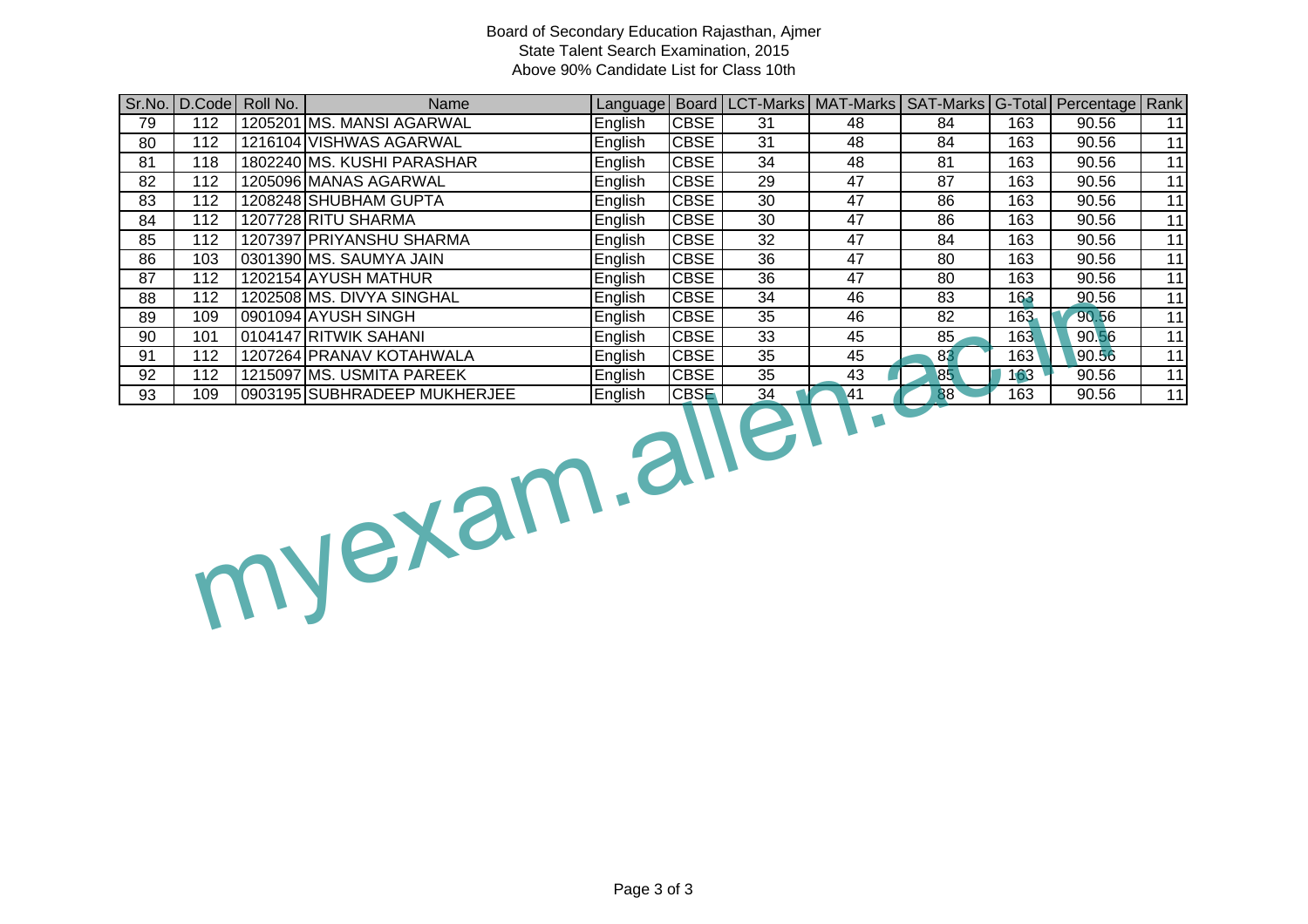Board of Secondary Education Rajasthan, Ajmer

State Talent Search Examination, 2015

Above 90% Candidate List for Class 10th

| Sr.No. | D.Code | Roll No. | Name | Language | Board | LCT-Marks | MAT-Marks | SAT-Marks | G-Total | Percentage | Rank |
|---|---|---|---|---|---|---|---|---|---|---|---|
| 79 | 112 | 1205201 | MS. MANSI AGARWAL | English | CBSE | 31 | 48 | 84 | 163 | 90.56 | 11 |
| 80 | 112 | 1216104 | VISHWAS AGARWAL | English | CBSE | 31 | 48 | 84 | 163 | 90.56 | 11 |
| 81 | 118 | 1802240 | MS. KUSHI PARASHAR | English | CBSE | 34 | 48 | 81 | 163 | 90.56 | 11 |
| 82 | 112 | 1205096 | MANAS AGARWAL | English | CBSE | 29 | 47 | 87 | 163 | 90.56 | 11 |
| 83 | 112 | 1208248 | SHUBHAM GUPTA | English | CBSE | 30 | 47 | 86 | 163 | 90.56 | 11 |
| 84 | 112 | 1207728 | RITU SHARMA | English | CBSE | 30 | 47 | 86 | 163 | 90.56 | 11 |
| 85 | 112 | 1207397 | PRIYANSHU SHARMA | English | CBSE | 32 | 47 | 84 | 163 | 90.56 | 11 |
| 86 | 103 | 0301390 | MS. SAUMYA JAIN | English | CBSE | 36 | 47 | 80 | 163 | 90.56 | 11 |
| 87 | 112 | 1202154 | AYUSH MATHUR | English | CBSE | 36 | 47 | 80 | 163 | 90.56 | 11 |
| 88 | 112 | 1202508 | MS. DIVYA SINGHAL | English | CBSE | 34 | 46 | 83 | 163 | 90.56 | 11 |
| 89 | 109 | 0901094 | AYUSH SINGH | English | CBSE | 35 | 46 | 82 | 163 | 90.56 | 11 |
| 90 | 101 | 0104147 | RITWIK SAHANI | English | CBSE | 33 | 45 | 85 | 163 | 90.56 | 11 |
| 91 | 112 | 1207264 | PRANAV KOTAHWALA | English | CBSE | 35 | 45 | 83 | 163 | 90.56 | 11 |
| 92 | 112 | 1215097 | MS. USMITA PAREEK | English | CBSE | 35 | 43 | 85 | 163 | 90.56 | 11 |
| 93 | 109 | 0903195 | SUBHRADEEP MUKHERJEE | English | CBSE | 34 | 41 | 88 | 163 | 90.56 | 11 |